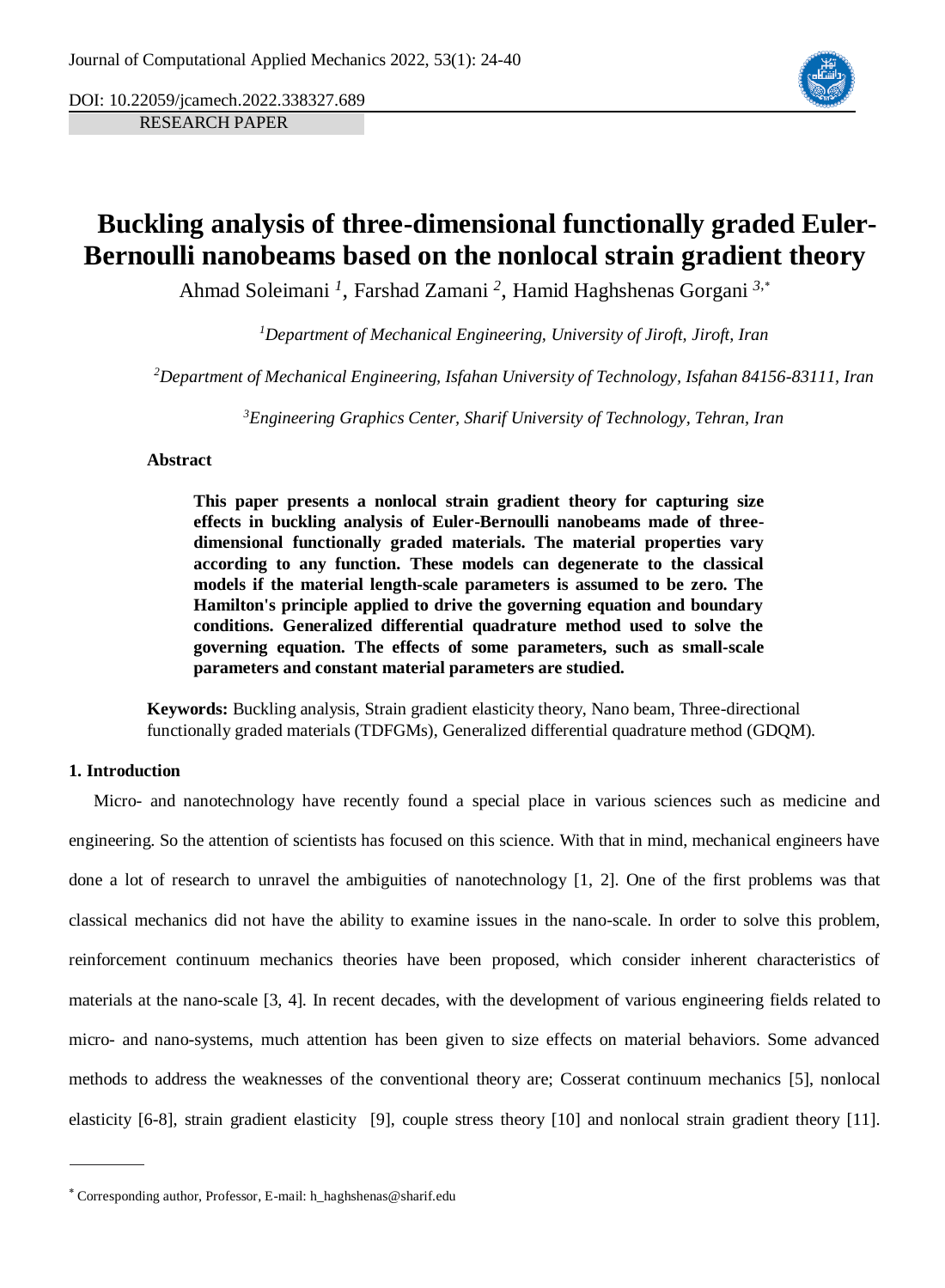DOI: 10.22059/jcamech.2022.338327.689

RESEARCH PAPER

# Buckling analysis of three-dimensional functionally graded Euler-Bernoulli nanobeams based on the nonlocal strain gradient theory

Ahmad Soleimani [1], Farshad Zamani [2], Hamid Haghshenas Gorgani [3,*]

[1] *Department of Mechanical Engineering, University of Jiroft, Jiroft, Iran*

[2] *Department of Mechanical Engineering, Isfahan University of Technology, Isfahan 84156-83111, Iran*

[3] *Engineering Graphics Center, Sharif University of Technology, Tehran, Iran*

**Abstract**

**This paper presents a nonlocal strain gradient theory for capturing size effects in buckling analysis of Euler-Bernoulli nanobeams made of three-dimensional functionally graded materials. The material properties vary according to any function. These models can degenerate to the classical models if the material length-scale parameters is assumed to be zero. The Hamilton's principle applied to drive the governing equation and boundary conditions. Generalized differential quadrature method used to solve the governing equation. The effects of some parameters, such as small-scale parameters and constant material parameters are studied.**

**Keywords:** Buckling analysis, Strain gradient elasticity theory, Nano beam, Three-directional functionally graded materials (TDFGMs), Generalized differential quadrature method (GDQM).

## 1. Introduction

Micro- and nanotechnology have recently found a special place in various sciences such as medicine and engineering. So the attention of scientists has focused on this science. With that in mind, mechanical engineers have done a lot of research to unravel the ambiguities of nanotechnology [1, 2]. One of the first problems was that classical mechanics did not have the ability to examine issues in the nano-scale. In order to solve this problem, reinforcement continuum mechanics theories have been proposed, which consider inherent characteristics of materials at the nano-scale [3, 4]. In recent decades, with the development of various engineering fields related to micro- and nano-systems, much attention has been given to size effects on material behaviors. Some advanced methods to address the weaknesses of the conventional theory are; Cosserat continuum mechanics [5], nonlocal elasticity [6-8], strain gradient elasticity [9], couple stress theory [10] and nonlocal strain gradient theory [11].

* Corresponding author, Professor, E-mail: h_haghshenas@sharif.edu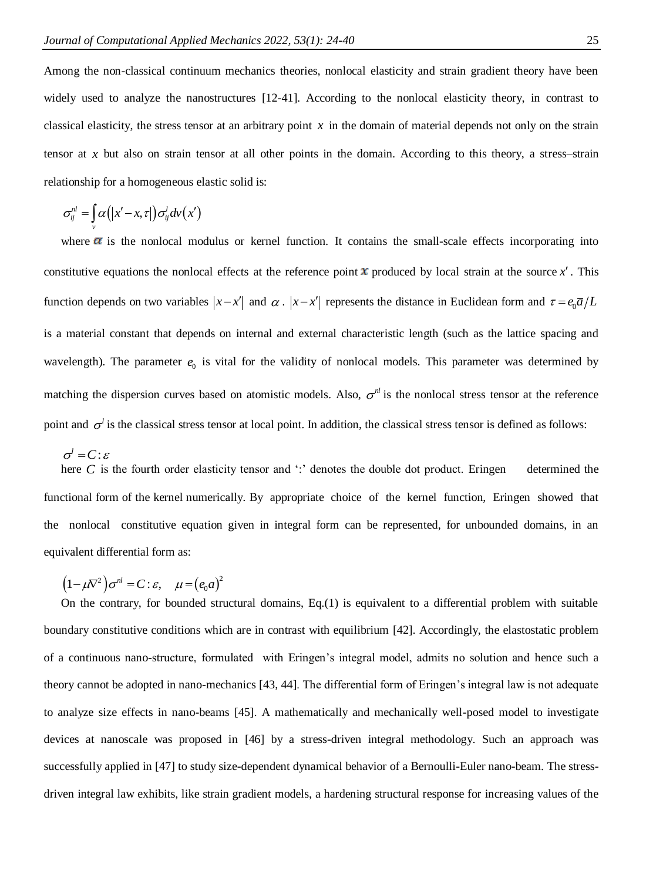Among the non-classical continuum mechanics theories, nonlocal elasticity and strain gradient theory have been widely used to analyze the nanostructures [12-41]. According to the nonlocal elasticity theory, in contrast to classical elasticity, the stress tensor at an arbitrary point $x$ in the domain of material depends not only on the strain tensor at $x$ but also on strain tensor at all other points in the domain. According to this theory, a stress–strain relationship for a homogeneous elastic solid is:

$$\sigma_{ij}^{nl} = \int_{v} \alpha\left(\left|x' - x, \tau\right|\right) \sigma_{ij}^{l} dv\left(x'\right)$$

where $\alpha$ is the nonlocal modulus or kernel function. It contains the small-scale effects incorporating into constitutive equations the nonlocal effects at the reference point $x$ produced by local strain at the source $x'$. This function depends on two variables $|x - x'|$ and $\alpha$. $|x - x'|$ represents the distance in Euclidean form and $\tau = e_0 \bar{a}/L$ is a material constant that depends on internal and external characteristic length (such as the lattice spacing and wavelength). The parameter $e_0$ is vital for the validity of nonlocal models. This parameter was determined by matching the dispersion curves based on atomistic models. Also, $\sigma^{nl}$ is the nonlocal stress tensor at the reference point and $\sigma^{l}$ is the classical stress tensor at local point. In addition, the classical stress tensor is defined as follows:

$$\sigma^{l} = C : \varepsilon$$

here $C$ is the fourth order elasticity tensor and ':' denotes the double dot product. Eringen determined the functional form of the kernel numerically. By appropriate choice of the kernel function, Eringen showed that the nonlocal constitutive equation given in integral form can be represented, for unbounded domains, in an equivalent differential form as:

$$\left(1 - \mu \nabla^2\right) \sigma^{nl} = C : \varepsilon, \quad \mu = \left(e_0 a\right)^2$$

On the contrary, for bounded structural domains, Eq.(1) is equivalent to a differential problem with suitable boundary constitutive conditions which are in contrast with equilibrium [42]. Accordingly, the elastostatic problem of a continuous nano-structure, formulated with Eringen's integral model, admits no solution and hence such a theory cannot be adopted in nano-mechanics [43, 44]. The differential form of Eringen's integral law is not adequate to analyze size effects in nano-beams [45]. A mathematically and mechanically well-posed model to investigate devices at nanoscale was proposed in [46] by a stress-driven integral methodology. Such an approach was successfully applied in [47] to study size-dependent dynamical behavior of a Bernoulli-Euler nano-beam. The stress-driven integral law exhibits, like strain gradient models, a hardening structural response for increasing values of the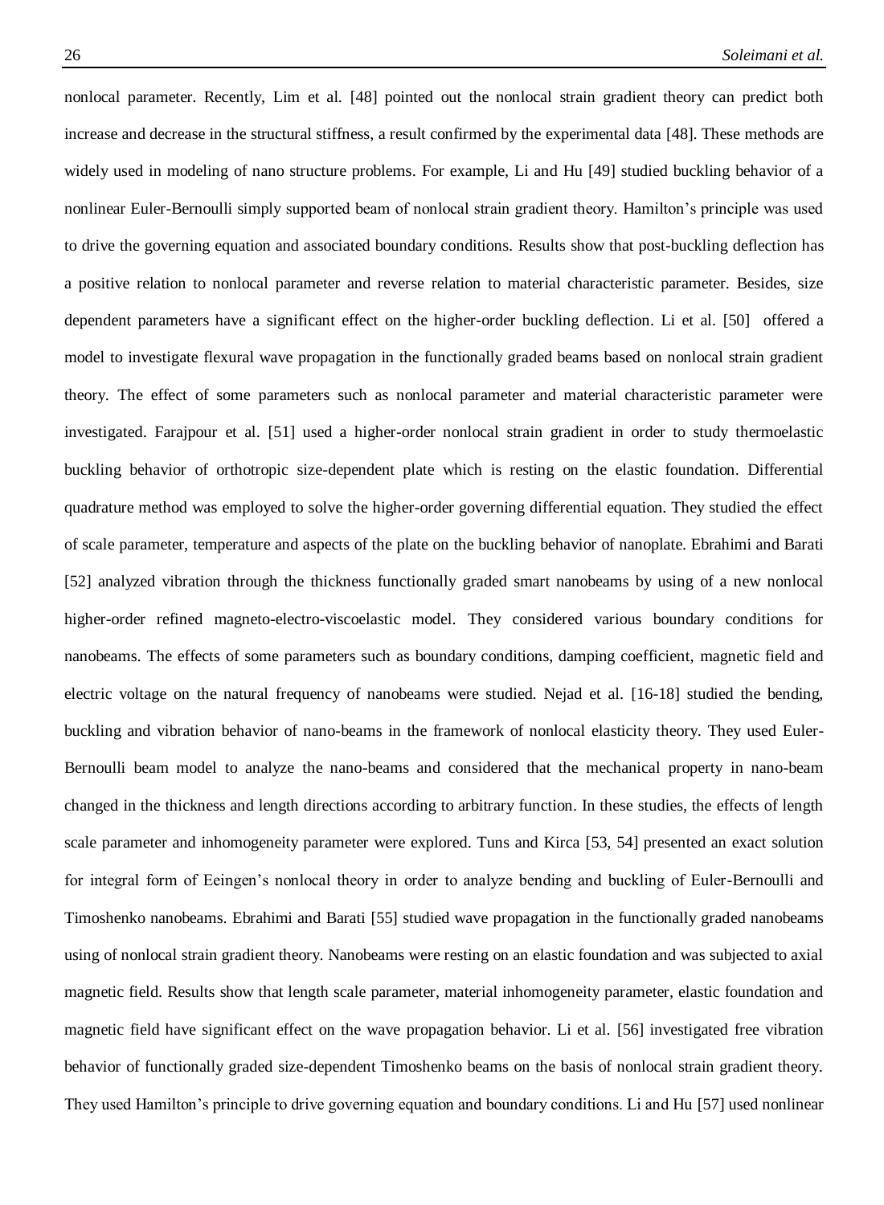nonlocal parameter. Recently, Lim et al. [48] pointed out the nonlocal strain gradient theory can predict both increase and decrease in the structural stiffness, a result confirmed by the experimental data [48]. These methods are widely used in modeling of nano structure problems. For example, Li and Hu [49] studied buckling behavior of a nonlinear Euler-Bernoulli simply supported beam of nonlocal strain gradient theory. Hamilton's principle was used to drive the governing equation and associated boundary conditions. Results show that post-buckling deflection has a positive relation to nonlocal parameter and reverse relation to material characteristic parameter. Besides, size dependent parameters have a significant effect on the higher-order buckling deflection. Li et al. [50] offered a model to investigate flexural wave propagation in the functionally graded beams based on nonlocal strain gradient theory. The effect of some parameters such as nonlocal parameter and material characteristic parameter were investigated. Farajpour et al. [51] used a higher-order nonlocal strain gradient in order to study thermoelastic buckling behavior of orthotropic size-dependent plate which is resting on the elastic foundation. Differential quadrature method was employed to solve the higher-order governing differential equation. They studied the effect of scale parameter, temperature and aspects of the plate on the buckling behavior of nanoplate. Ebrahimi and Barati [52] analyzed vibration through the thickness functionally graded smart nanobeams by using of a new nonlocal higher-order refined magneto-electro-viscoelastic model. They considered various boundary conditions for nanobeams. The effects of some parameters such as boundary conditions, damping coefficient, magnetic field and electric voltage on the natural frequency of nanobeams were studied. Nejad et al. [16-18] studied the bending, buckling and vibration behavior of nano-beams in the framework of nonlocal elasticity theory. They used Euler-Bernoulli beam model to analyze the nano-beams and considered that the mechanical property in nano-beam changed in the thickness and length directions according to arbitrary function. In these studies, the effects of length scale parameter and inhomogeneity parameter were explored. Tuns and Kirca [53, 54] presented an exact solution for integral form of Eeingen's nonlocal theory in order to analyze bending and buckling of Euler-Bernoulli and Timoshenko nanobeams. Ebrahimi and Barati [55] studied wave propagation in the functionally graded nanobeams using of nonlocal strain gradient theory. Nanobeams were resting on an elastic foundation and was subjected to axial magnetic field. Results show that length scale parameter, material inhomogeneity parameter, elastic foundation and magnetic field have significant effect on the wave propagation behavior. Li et al. [56] investigated free vibration behavior of functionally graded size-dependent Timoshenko beams on the basis of nonlocal strain gradient theory. They used Hamilton's principle to drive governing equation and boundary conditions. Li and Hu [57] used nonlinear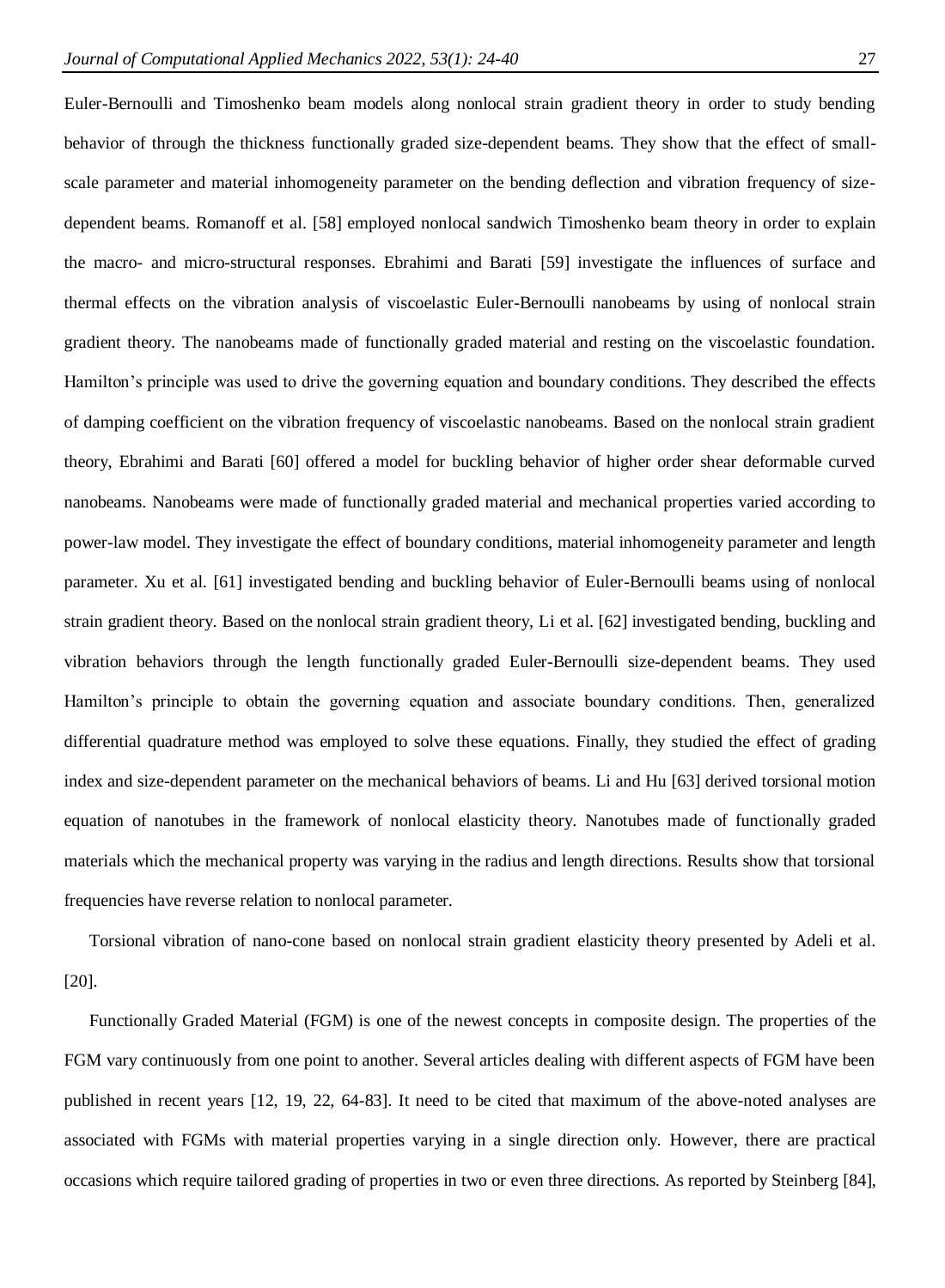Euler-Bernoulli and Timoshenko beam models along nonlocal strain gradient theory in order to study bending behavior of through the thickness functionally graded size-dependent beams. They show that the effect of small-scale parameter and material inhomogeneity parameter on the bending deflection and vibration frequency of size-dependent beams. Romanoff et al. [58] employed nonlocal sandwich Timoshenko beam theory in order to explain the macro- and micro-structural responses. Ebrahimi and Barati [59] investigate the influences of surface and thermal effects on the vibration analysis of viscoelastic Euler-Bernoulli nanobeams by using of nonlocal strain gradient theory. The nanobeams made of functionally graded material and resting on the viscoelastic foundation. Hamilton's principle was used to drive the governing equation and boundary conditions. They described the effects of damping coefficient on the vibration frequency of viscoelastic nanobeams. Based on the nonlocal strain gradient theory, Ebrahimi and Barati [60] offered a model for buckling behavior of higher order shear deformable curved nanobeams. Nanobeams were made of functionally graded material and mechanical properties varied according to power-law model. They investigate the effect of boundary conditions, material inhomogeneity parameter and length parameter. Xu et al. [61] investigated bending and buckling behavior of Euler-Bernoulli beams using of nonlocal strain gradient theory. Based on the nonlocal strain gradient theory, Li et al. [62] investigated bending, buckling and vibration behaviors through the length functionally graded Euler-Bernoulli size-dependent beams. They used Hamilton's principle to obtain the governing equation and associate boundary conditions. Then, generalized differential quadrature method was employed to solve these equations. Finally, they studied the effect of grading index and size-dependent parameter on the mechanical behaviors of beams. Li and Hu [63] derived torsional motion equation of nanotubes in the framework of nonlocal elasticity theory. Nanotubes made of functionally graded materials which the mechanical property was varying in the radius and length directions. Results show that torsional frequencies have reverse relation to nonlocal parameter.

Torsional vibration of nano-cone based on nonlocal strain gradient elasticity theory presented by Adeli et al. [20].

Functionally Graded Material (FGM) is one of the newest concepts in composite design. The properties of the FGM vary continuously from one point to another. Several articles dealing with different aspects of FGM have been published in recent years [12, 19, 22, 64-83]. It need to be cited that maximum of the above-noted analyses are associated with FGMs with material properties varying in a single direction only. However, there are practical occasions which require tailored grading of properties in two or even three directions. As reported by Steinberg [84],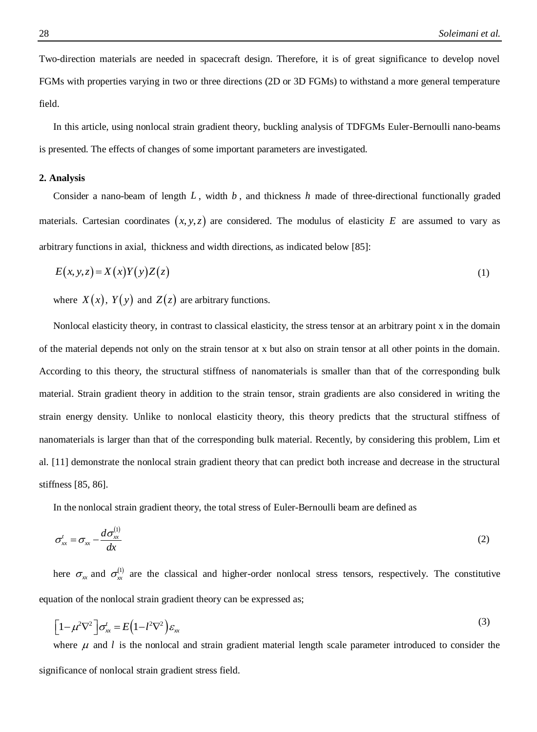Two-direction materials are needed in spacecraft design. Therefore, it is of great significance to develop novel FGMs with properties varying in two or three directions (2D or 3D FGMs) to withstand a more general temperature field.

In this article, using nonlocal strain gradient theory, buckling analysis of TDFGMs Euler-Bernoulli nano-beams is presented. The effects of changes of some important parameters are investigated.

**2. Analysis**

Consider a nano-beam of length $L$, width $b$, and thickness $h$ made of three-directional functionally graded materials. Cartesian coordinates $(x, y, z)$ are considered. The modulus of elasticity $E$ are assumed to vary as arbitrary functions in axial, thickness and width directions, as indicated below [85]:

$$E(x, y, z) = X(x)Y(y)Z(z) \tag{1}$$

where $X(x)$, $Y(y)$ and $Z(z)$ are arbitrary functions.

Nonlocal elasticity theory, in contrast to classical elasticity, the stress tensor at an arbitrary point x in the domain of the material depends not only on the strain tensor at x but also on strain tensor at all other points in the domain. According to this theory, the structural stiffness of nanomaterials is smaller than that of the corresponding bulk material. Strain gradient theory in addition to the strain tensor, strain gradients are also considered in writing the strain energy density. Unlike to nonlocal elasticity theory, this theory predicts that the structural stiffness of nanomaterials is larger than that of the corresponding bulk material. Recently, by considering this problem, Lim et al. [11] demonstrate the nonlocal strain gradient theory that can predict both increase and decrease in the structural stiffness [85, 86].

In the nonlocal strain gradient theory, the total stress of Euler-Bernoulli beam are defined as

$$\sigma_{xx}^{t} = \sigma_{xx} - \frac{d\sigma_{xx}^{(1)}}{dx} \tag{2}$$

here $\sigma_{xx}$ and $\sigma_{xx}^{(1)}$ are the classical and higher-order nonlocal stress tensors, respectively. The constitutive equation of the nonlocal strain gradient theory can be expressed as;

$$\left[1 - \mu^2 \nabla^2\right] \sigma_{xx}^{t} = E\left(1 - l^2 \nabla^2\right) \varepsilon_{xx} \tag{3}$$

where $\mu$ and $l$ is the nonlocal and strain gradient material length scale parameter introduced to consider the significance of nonlocal strain gradient stress field.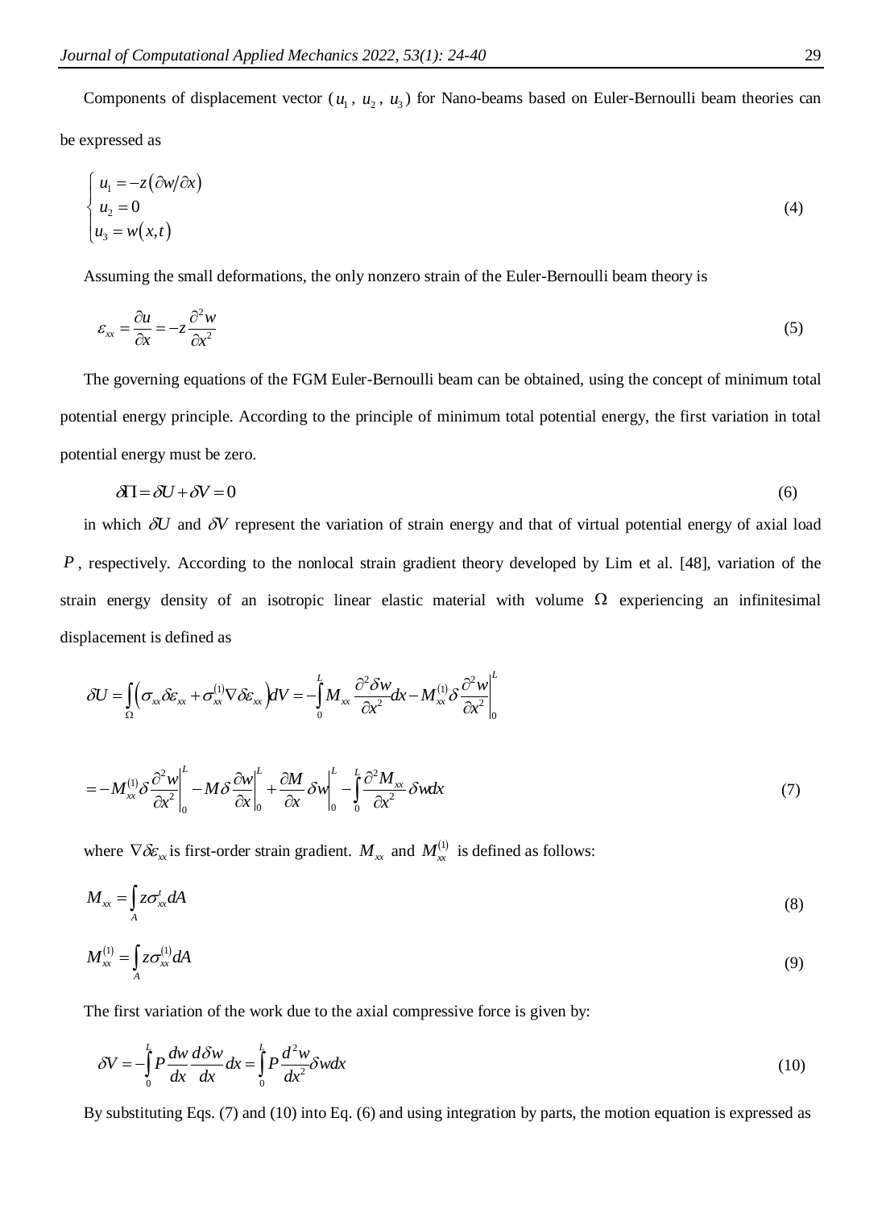Components of displacement vector ($u_1$, $u_2$, $u_3$) for Nano-beams based on Euler-Bernoulli beam theories can be expressed as

$$\begin{cases} u_1 = -z\left(\partial w / \partial x\right) \\ u_2 = 0 \\ u_3 = w\left(x,t\right) \end{cases} \tag{4}$$

Assuming the small deformations, the only nonzero strain of the Euler-Bernoulli beam theory is

$$\varepsilon_{xx} = \frac{\partial u}{\partial x} = -z\frac{\partial^2 w}{\partial x^2} \tag{5}$$

The governing equations of the FGM Euler-Bernoulli beam can be obtained, using the concept of minimum total potential energy principle. According to the principle of minimum total potential energy, the first variation in total potential energy must be zero.

$$\delta\Pi = \delta U + \delta V = 0 \tag{6}$$

in which $\delta U$ and $\delta V$ represent the variation of strain energy and that of virtual potential energy of axial load $P$, respectively. According to the nonlocal strain gradient theory developed by Lim et al. [48], variation of the strain energy density of an isotropic linear elastic material with volume $\Omega$ experiencing an infinitesimal displacement is defined as

$$\delta U = \int_{\Omega}\left(\sigma_{xx}\delta\varepsilon_{xx} + \sigma_{xx}^{(1)}\nabla\delta\varepsilon_{xx}\right)dV = -\int_0^L M_{xx}\frac{\partial^2 \delta w}{\partial x^2}dx - M_{xx}^{(1)}\delta\frac{\partial^2 w}{\partial x^2}\Bigg|_0^L$$

$$= -M_{xx}^{(1)}\delta\frac{\partial^2 w}{\partial x^2}\Bigg|_0^L - M\delta\frac{\partial w}{\partial x}\Bigg|_0^L + \frac{\partial M}{\partial x}\delta w\Bigg|_0^L - \int_0^L \frac{\partial^2 M_{xx}}{\partial x^2}\delta w dx \tag{7}$$

where $\nabla\delta\varepsilon_{xx}$ is first-order strain gradient. $M_{xx}$ and $M_{xx}^{(1)}$ is defined as follows:

$$M_{xx} = \int_A z\sigma_{xx}^t dA \tag{8}$$

$$M_{xx}^{(1)} = \int_A z\sigma_{xx}^{(1)} dA \tag{9}$$

The first variation of the work due to the axial compressive force is given by:

$$\delta V = -\int_0^L P\frac{dw}{dx}\frac{d\delta w}{dx}dx = \int_0^L P\frac{d^2 w}{dx^2}\delta w dx \tag{10}$$

By substituting Eqs. (7) and (10) into Eq. (6) and using integration by parts, the motion equation is expressed as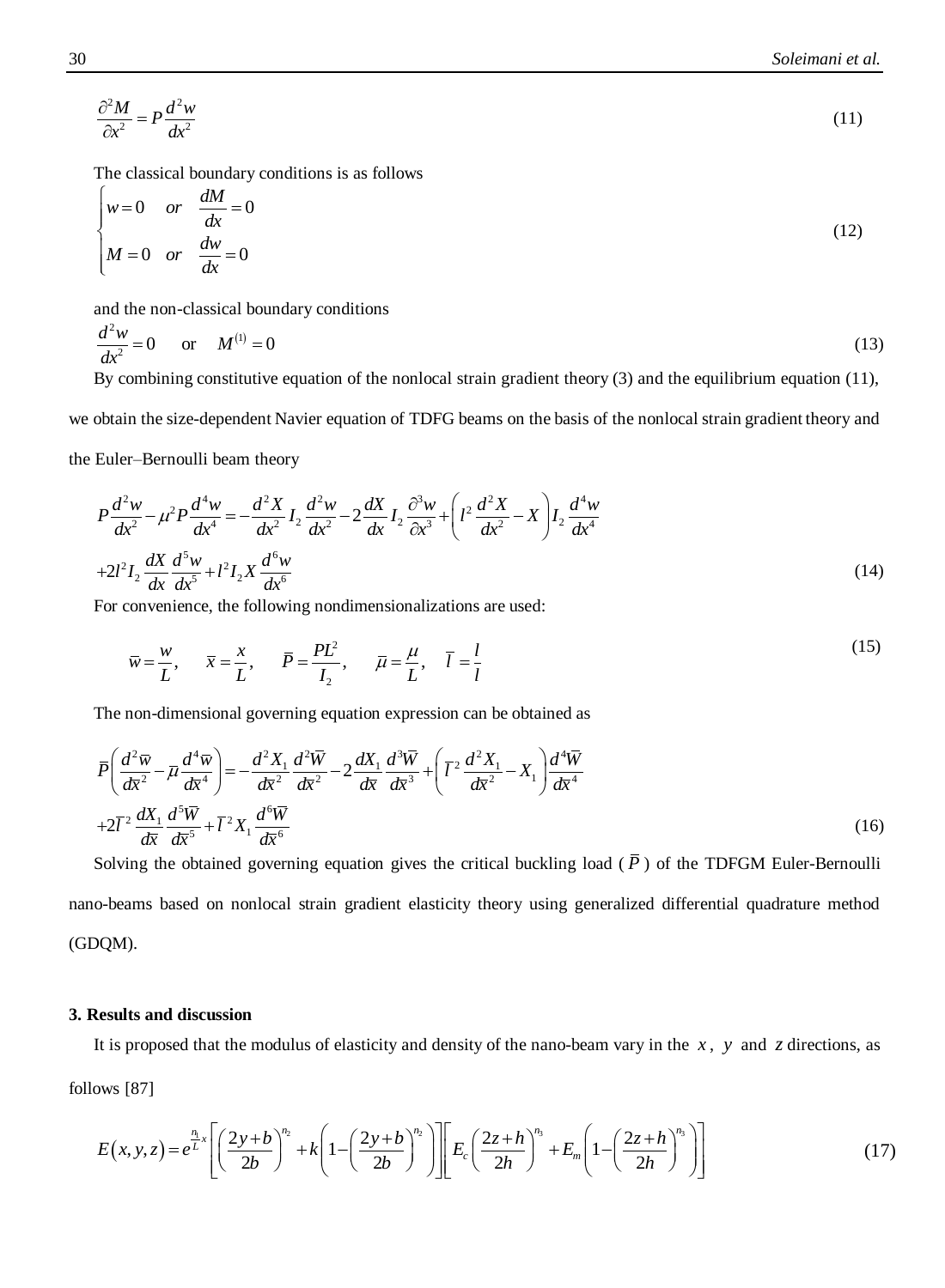$$\frac{\partial^2 M}{\partial x^2} = P\frac{d^2 w}{dx^2} \tag{11}$$

The classical boundary conditions is as follows

$$\begin{cases} w = 0 \quad or \quad \dfrac{dM}{dx} = 0 \\ M = 0 \quad or \quad \dfrac{dw}{dx} = 0 \end{cases} \tag{12}$$

and the non-classical boundary conditions

$$\frac{d^2 w}{dx^2} = 0 \quad \text{or} \quad M^{(1)} = 0 \tag{13}$$

By combining constitutive equation of the nonlocal strain gradient theory (3) and the equilibrium equation (11), we obtain the size-dependent Navier equation of TDFG beams on the basis of the nonlocal strain gradient theory and the Euler–Bernoulli beam theory

$$P\frac{d^2 w}{dx^2} - \mu^2 P\frac{d^4 w}{dx^4} = -\frac{d^2 X}{dx^2} I_2 \frac{d^2 w}{dx^2} - 2\frac{dX}{dx} I_2 \frac{\partial^3 w}{\partial x^3} + \left( l^2 \frac{d^2 X}{dx^2} - X \right) I_2 \frac{d^4 w}{dx^4}$$
$$+2l^2 I_2 \frac{dX}{dx}\frac{d^5 w}{dx^5} + l^2 I_2 X \frac{d^6 w}{dx^6} \tag{14}$$

For convenience, the following nondimensionalizations are used:

$$\bar{w} = \frac{w}{L}, \quad \bar{x} = \frac{x}{L}, \quad \bar{P} = \frac{PL^2}{I_2}, \quad \bar{\mu} = \frac{\mu}{L}, \quad \bar{l} = \frac{l}{l} \tag{15}$$

The non-dimensional governing equation expression can be obtained as

$$\bar{P}\left( \frac{d^2 \bar{w}}{d\bar{x}^2} - \bar{\mu}\frac{d^4 \bar{w}}{d\bar{x}^4} \right) = -\frac{d^2 X_1}{d\bar{x}^2}\frac{d^2 \bar{W}}{d\bar{x}^2} - 2\frac{dX_1}{d\bar{x}}\frac{d^3 \bar{W}}{d\bar{x}^3} + \left( \bar{l}^2 \frac{d^2 X_1}{d\bar{x}^2} - X_1 \right)\frac{d^4 \bar{W}}{d\bar{x}^4}$$
$$+2\bar{l}^2 \frac{dX_1}{d\bar{x}}\frac{d^5 \bar{W}}{d\bar{x}^5} + \bar{l}^2 X_1 \frac{d^6 \bar{W}}{d\bar{x}^6} \tag{16}$$

Solving the obtained governing equation gives the critical buckling load ( $\bar{P}$ ) of the TDFGM Euler-Bernoulli nano-beams based on nonlocal strain gradient elasticity theory using generalized differential quadrature method (GDQM).

### 3. Results and discussion

It is proposed that the modulus of elasticity and density of the nano-beam vary in the $x$, $y$ and $z$ directions, as follows [87]

$$E(x, y, z) = e^{\frac{n_1}{L}x}\left[ \left( \frac{2y+b}{2b} \right)^{n_2} + k\left( 1 - \left( \frac{2y+b}{2b} \right)^{n_2} \right) \right]\left[ E_c\left( \frac{2z+h}{2h} \right)^{n_3} + E_m\left( 1 - \left( \frac{2z+h}{2h} \right)^{n_3} \right) \right] \tag{17}$$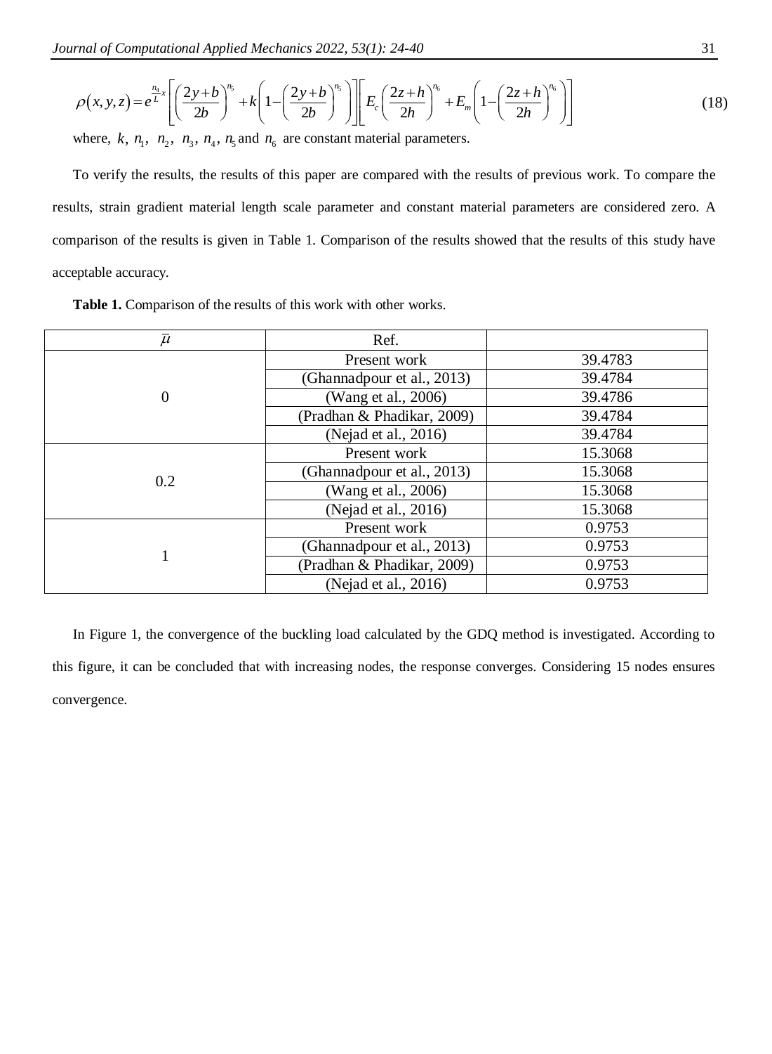$$\rho(x,y,z)=e^{\frac{n_4}{L}x}\left[\left(\frac{2y+b}{2b}\right)^{n_5}+k\left(1-\left(\frac{2y+b}{2b}\right)^{n_5}\right)\right]\left[E_c\left(\frac{2z+h}{2h}\right)^{n_6}+E_m\left(1-\left(\frac{2z+h}{2h}\right)^{n_6}\right)\right] \tag{18}$$

where, $k$, $n_1$, $n_2$, $n_3$, $n_4$, $n_5$ and $n_6$ are constant material parameters.

To verify the results, the results of this paper are compared with the results of previous work. To compare the results, strain gradient material length scale parameter and constant material parameters are considered zero. A comparison of the results is given in Table 1. Comparison of the results showed that the results of this study have acceptable accuracy.

**Table 1.** Comparison of the results of this work with other works.

| $\bar{\mu}$ | Ref. | |
|---|---|---|
| 0 | Present work | 39.4783 |
| | (Ghannadpour et al., 2013) | 39.4784 |
| | (Wang et al., 2006) | 39.4786 |
| | (Pradhan & Phadikar, 2009) | 39.4784 |
| | (Nejad et al., 2016) | 39.4784 |
| 0.2 | Present work | 15.3068 |
| | (Ghannadpour et al., 2013) | 15.3068 |
| | (Wang et al., 2006) | 15.3068 |
| | (Nejad et al., 2016) | 15.3068 |
| 1 | Present work | 0.9753 |
| | (Ghannadpour et al., 2013) | 0.9753 |
| | (Pradhan & Phadikar, 2009) | 0.9753 |
| | (Nejad et al., 2016) | 0.9753 |

In Figure 1, the convergence of the buckling load calculated by the GDQ method is investigated. According to this figure, it can be concluded that with increasing nodes, the response converges. Considering 15 nodes ensures convergence.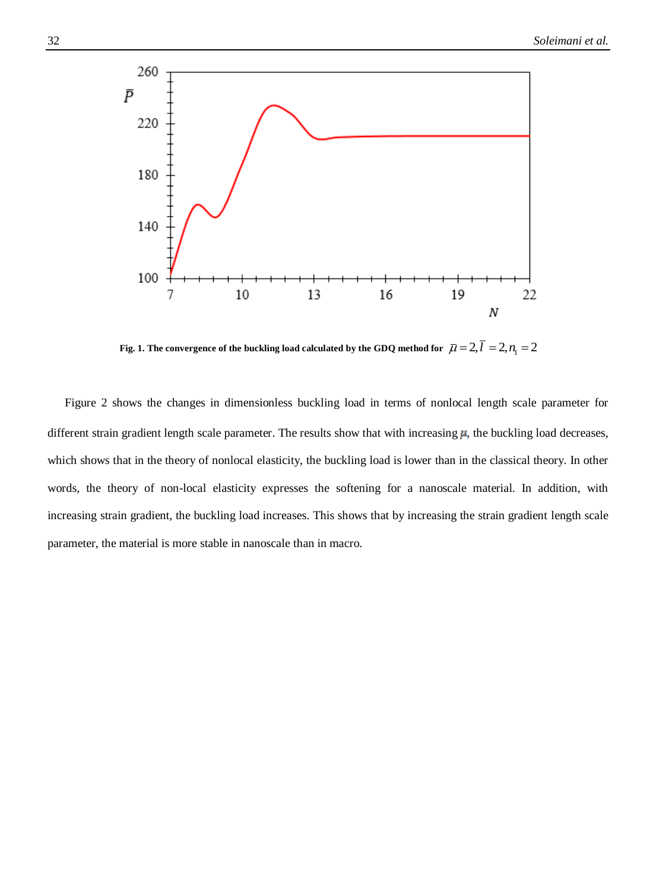260

$\bar{P}$

220

180

140

100

7

10

13

16

19

22

$N$

**Fig. 1. The convergence of the buckling load calculated by the GDQ method for** $\bar{\mu}=2, \bar{l}=2, n_1=2$

Figure 2 shows the changes in dimensionless buckling load in terms of nonlocal length scale parameter for different strain gradient length scale parameter. The results show that with increasing $\mu$, the buckling load decreases, which shows that in the theory of nonlocal elasticity, the buckling load is lower than in the classical theory. In other words, the theory of non-local elasticity expresses the softening for a nanoscale material. In addition, with increasing strain gradient, the buckling load increases. This shows that by increasing the strain gradient length scale parameter, the material is more stable in nanoscale than in macro.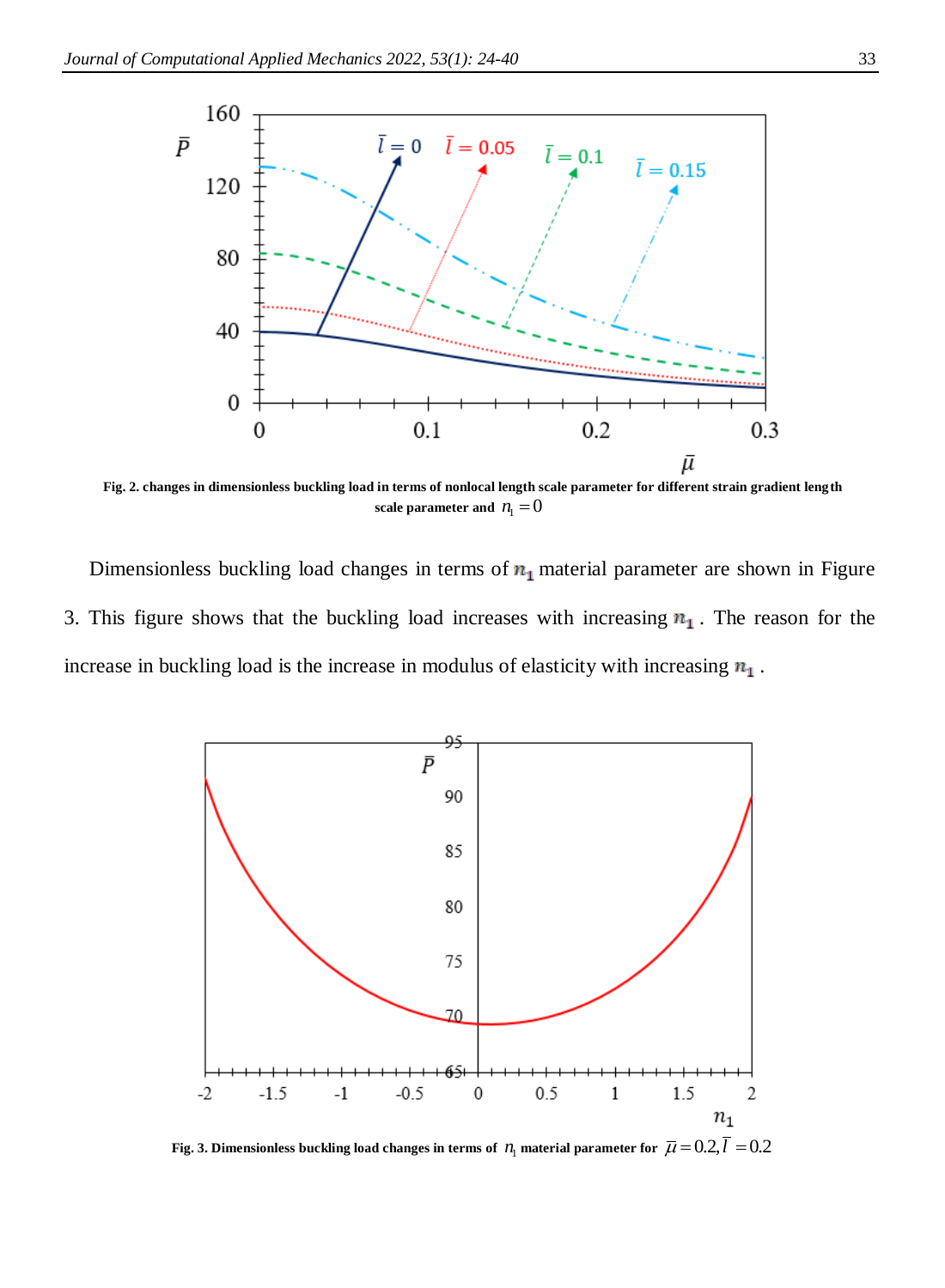160

$\bar{P}$

120

80

40

0

0

0.1

0.2

0.3

$\bar{\mu}$

$\bar{l} = 0$

$\bar{l} = 0.05$

$\bar{l} = 0.1$

$\bar{l} = 0.15$

**Fig. 2. changes in dimensionless buckling load in terms of nonlocal length scale parameter for different strain gradient length scale parameter and $n_1 = 0$**

Dimensionless buckling load changes in terms of $n_1$ material parameter are shown in Figure 3. This figure shows that the buckling load increases with increasing $n_1$. The reason for the increase in buckling load is the increase in modulus of elasticity with increasing $n_1$.

95

$\bar{P}$

90

85

80

75

70

65

-2

-1.5

-1

-0.5

0

0.5

1

1.5

2

$n_1$

**Fig. 3. Dimensionless buckling load changes in terms of $n_1$ material parameter for $\bar{\mu} = 0.2, \bar{l} = 0.2$**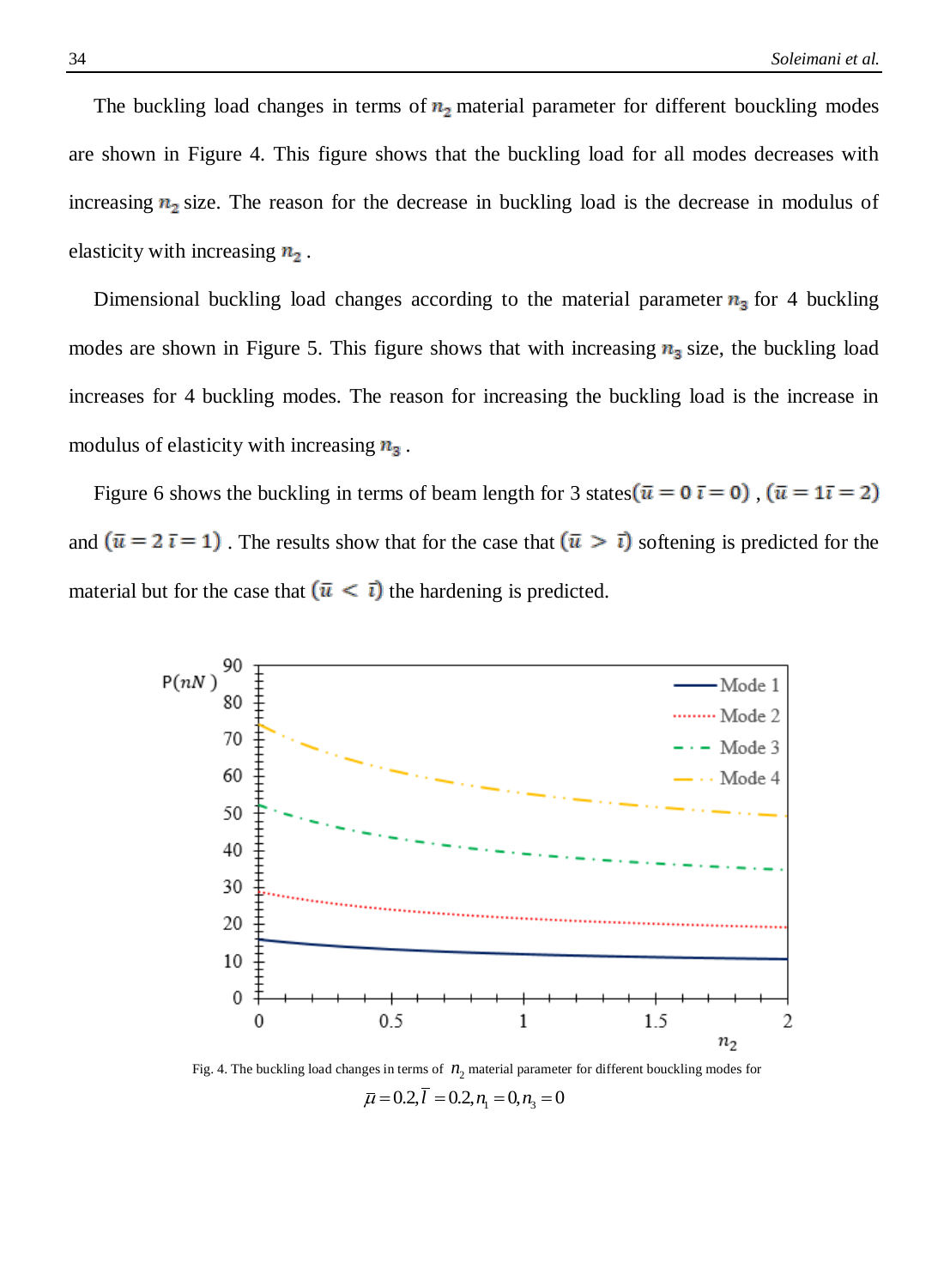The buckling load changes in terms of $n_2$ material parameter for different bouckling modes are shown in Figure 4. This figure shows that the buckling load for all modes decreases with increasing $n_2$ size. The reason for the decrease in buckling load is the decrease in modulus of elasticity with increasing $n_2$ .

Dimensional buckling load changes according to the material parameter $n_3$ for 4 buckling modes are shown in Figure 5. This figure shows that with increasing $n_3$ size, the buckling load increases for 4 buckling modes. The reason for increasing the buckling load is the increase in modulus of elasticity with increasing $n_3$ .

Figure 6 shows the buckling in terms of beam length for 3 states$(\bar{u} = 0\ \bar{\imath} = 0)$ , $(\bar{u} = 1\bar{\imath} = 2)$ and $(\bar{u} = 2\ \bar{\imath} = 1)$ . The results show that for the case that $(\bar{u}\ >\ \bar{\imath})$ softening is predicted for the material but for the case that $(\bar{u}\ <\ \bar{\imath})$ the hardening is predicted.

P(nN )

90
80
70
60
50
40
30
20
10
0

0
0.5
1
1.5
2

$n_2$

Mode 1
Mode 2
Mode 3
Mode 4

Fig. 4. The buckling load changes in terms of $n_2$ material parameter for different bouckling modes for

$\bar{\mu} = 0.2, \bar{l} = 0.2, n_1 = 0, n_3 = 0$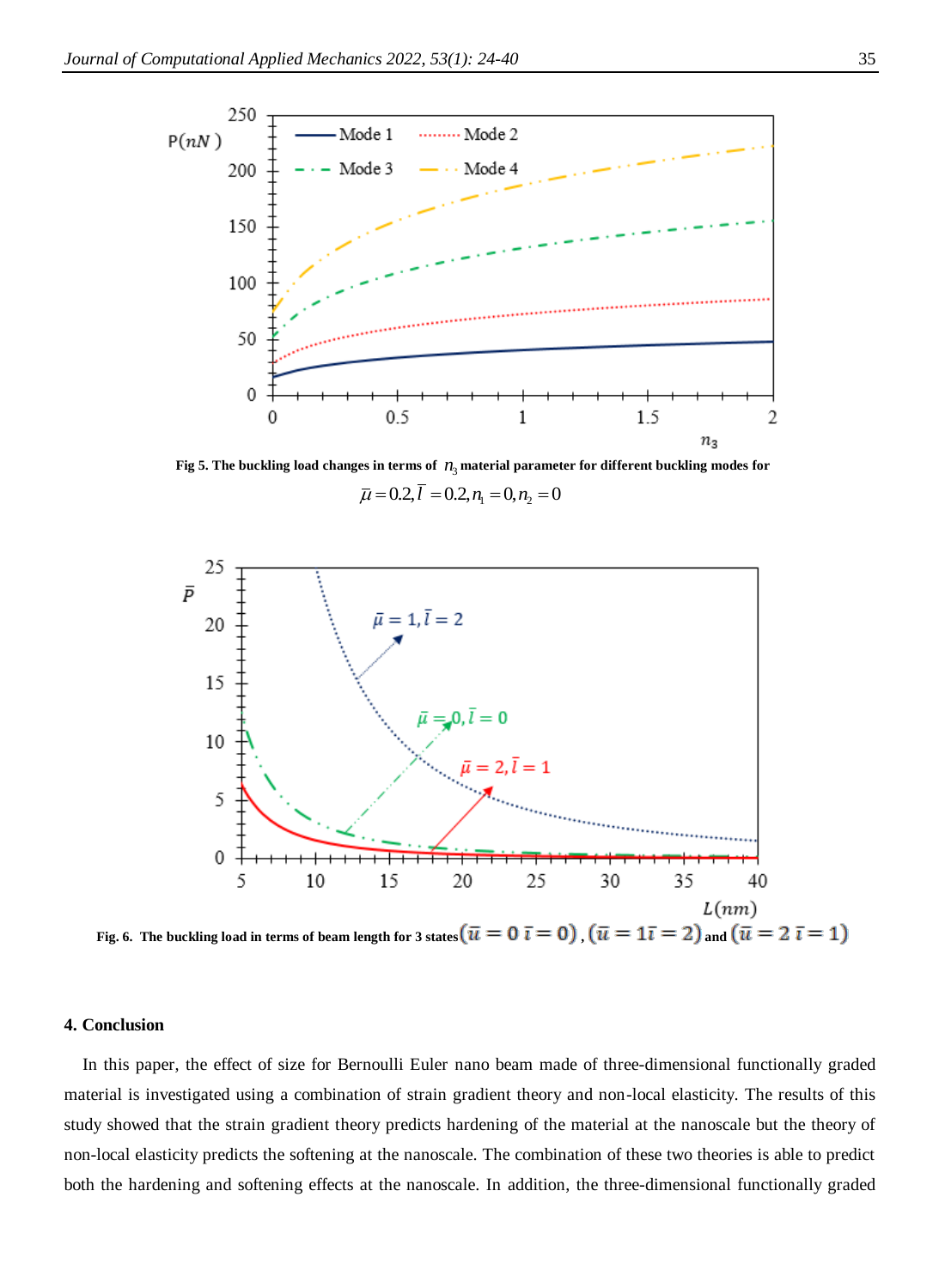P(nN)

Mode 1
Mode 2
Mode 3
Mode 4

250
200
150
100
50
0

0
0.5
1
1.5
2

$n_3$

**Fig 5. The buckling load changes in terms of $n_3$ material parameter for different buckling modes for**

$$\bar{\mu}=0.2, \bar{l}=0.2, n_1=0, n_2=0$$

$\bar{P}$

$\bar{\mu}=1, \bar{l}=2$

$\bar{\mu}=0, \bar{l}=0$

$\bar{\mu}=2, \bar{l}=1$

25
20
15
10
5
0

5
10
15
20
25
30
35
40

$L(nm)$

**Fig. 6. The buckling load in terms of beam length for 3 states** $(\bar{u}=0\ \bar{\imath}=0)$ , $(\bar{u}=1\bar{\imath}=2)$ **and** $(\bar{u}=2\ \bar{\imath}=1)$

## 4. Conclusion

In this paper, the effect of size for Bernoulli Euler nano beam made of three-dimensional functionally graded material is investigated using a combination of strain gradient theory and non-local elasticity. The results of this study showed that the strain gradient theory predicts hardening of the material at the nanoscale but the theory of non-local elasticity predicts the softening at the nanoscale. The combination of these two theories is able to predict both the hardening and softening effects at the nanoscale. In addition, the three-dimensional functionally graded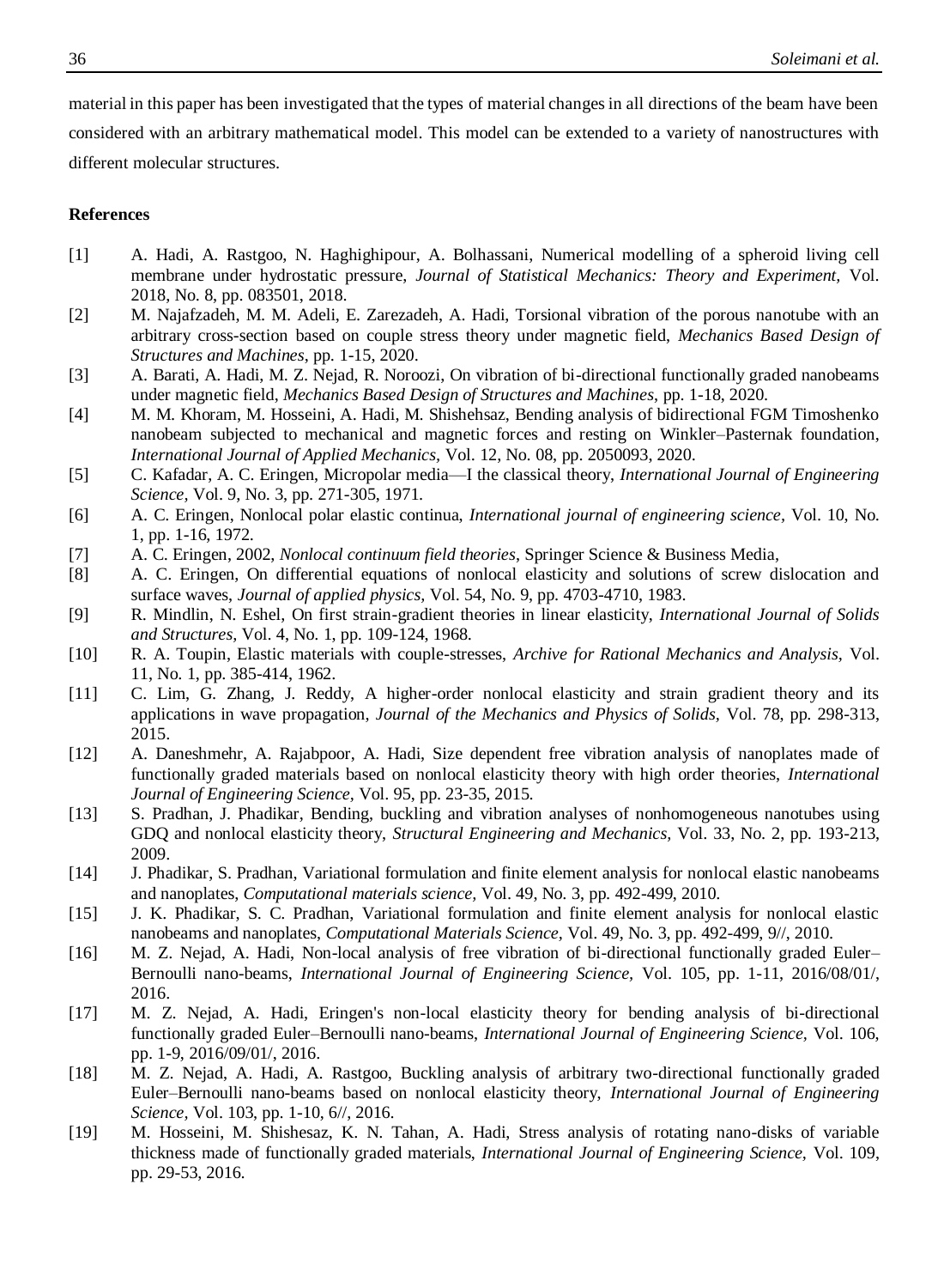material in this paper has been investigated that the types of material changes in all directions of the beam have been considered with an arbitrary mathematical model. This model can be extended to a variety of nanostructures with different molecular structures.

## References

[1] A. Hadi, A. Rastgoo, N. Haghighipour, A. Bolhassani, Numerical modelling of a spheroid living cell membrane under hydrostatic pressure, *Journal of Statistical Mechanics: Theory and Experiment,* Vol. 2018, No. 8, pp. 083501, 2018.

[2] M. Najafzadeh, M. M. Adeli, E. Zarezadeh, A. Hadi, Torsional vibration of the porous nanotube with an arbitrary cross-section based on couple stress theory under magnetic field, *Mechanics Based Design of Structures and Machines*, pp. 1-15, 2020.

[3] A. Barati, A. Hadi, M. Z. Nejad, R. Noroozi, On vibration of bi-directional functionally graded nanobeams under magnetic field, *Mechanics Based Design of Structures and Machines*, pp. 1-18, 2020.

[4] M. M. Khoram, M. Hosseini, A. Hadi, M. Shishehsaz, Bending analysis of bidirectional FGM Timoshenko nanobeam subjected to mechanical and magnetic forces and resting on Winkler–Pasternak foundation, *International Journal of Applied Mechanics*, Vol. 12, No. 08, pp. 2050093, 2020.

[5] C. Kafadar, A. C. Eringen, Micropolar media—I the classical theory, *International Journal of Engineering Science,* Vol. 9, No. 3, pp. 271-305, 1971.

[6] A. C. Eringen, Nonlocal polar elastic continua, *International journal of engineering science,* Vol. 10, No. 1, pp. 1-16, 1972.

[7] A. C. Eringen, 2002, *Nonlocal continuum field theories*, Springer Science & Business Media,

[8] A. C. Eringen, On differential equations of nonlocal elasticity and solutions of screw dislocation and surface waves, *Journal of applied physics,* Vol. 54, No. 9, pp. 4703-4710, 1983.

[9] R. Mindlin, N. Eshel, On first strain-gradient theories in linear elasticity, *International Journal of Solids and Structures,* Vol. 4, No. 1, pp. 109-124, 1968.

[10] R. A. Toupin, Elastic materials with couple-stresses, *Archive for Rational Mechanics and Analysis,* Vol. 11, No. 1, pp. 385-414, 1962.

[11] C. Lim, G. Zhang, J. Reddy, A higher-order nonlocal elasticity and strain gradient theory and its applications in wave propagation, *Journal of the Mechanics and Physics of Solids,* Vol. 78, pp. 298-313, 2015.

[12] A. Daneshmehr, A. Rajabpoor, A. Hadi, Size dependent free vibration analysis of nanoplates made of functionally graded materials based on nonlocal elasticity theory with high order theories, *International Journal of Engineering Science,* Vol. 95, pp. 23-35, 2015.

[13] S. Pradhan, J. Phadikar, Bending, buckling and vibration analyses of nonhomogeneous nanotubes using GDQ and nonlocal elasticity theory, *Structural Engineering and Mechanics,* Vol. 33, No. 2, pp. 193-213, 2009.

[14] J. Phadikar, S. Pradhan, Variational formulation and finite element analysis for nonlocal elastic nanobeams and nanoplates, *Computational materials science,* Vol. 49, No. 3, pp. 492-499, 2010.

[15] J. K. Phadikar, S. C. Pradhan, Variational formulation and finite element analysis for nonlocal elastic nanobeams and nanoplates, *Computational Materials Science*, Vol. 49, No. 3, pp. 492-499, 9//, 2010.

[16] M. Z. Nejad, A. Hadi, Non-local analysis of free vibration of bi-directional functionally graded Euler–Bernoulli nano-beams, *International Journal of Engineering Science,* Vol. 105, pp. 1-11, 2016/08/01/, 2016.

[17] M. Z. Nejad, A. Hadi, Eringen's non-local elasticity theory for bending analysis of bi-directional functionally graded Euler–Bernoulli nano-beams, *International Journal of Engineering Science,* Vol. 106, pp. 1-9, 2016/09/01/, 2016.

[18] M. Z. Nejad, A. Hadi, A. Rastgoo, Buckling analysis of arbitrary two-directional functionally graded Euler–Bernoulli nano-beams based on nonlocal elasticity theory, *International Journal of Engineering Science,* Vol. 103, pp. 1-10, 6//, 2016.

[19] M. Hosseini, M. Shishesaz, K. N. Tahan, A. Hadi, Stress analysis of rotating nano-disks of variable thickness made of functionally graded materials, *International Journal of Engineering Science,* Vol. 109, pp. 29-53, 2016.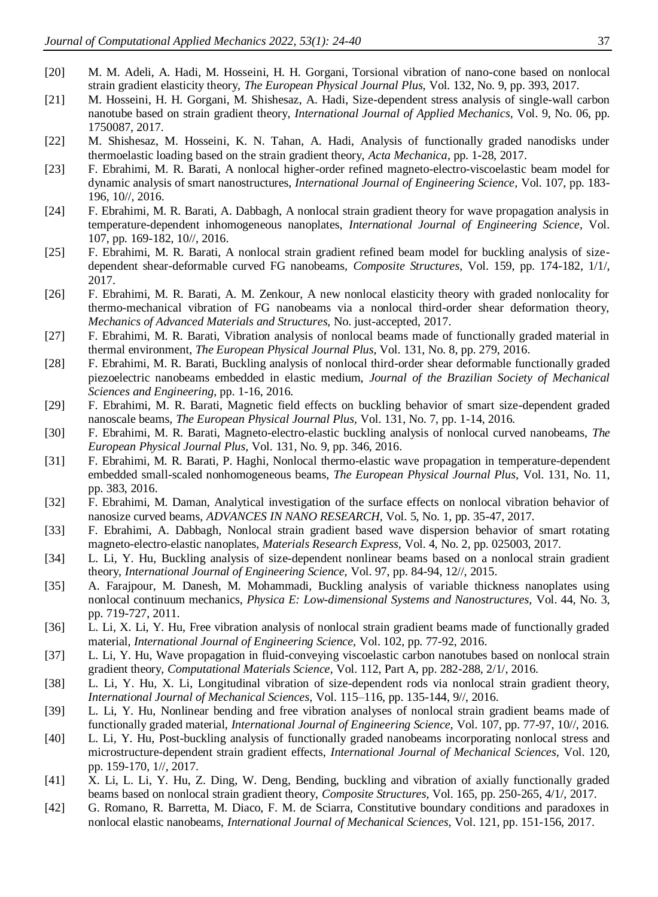[20] M. M. Adeli, A. Hadi, M. Hosseini, H. H. Gorgani, Torsional vibration of nano-cone based on nonlocal strain gradient elasticity theory, *The European Physical Journal Plus*, Vol. 132, No. 9, pp. 393, 2017.

[21] M. Hosseini, H. H. Gorgani, M. Shishesaz, A. Hadi, Size-dependent stress analysis of single-wall carbon nanotube based on strain gradient theory, *International Journal of Applied Mechanics*, Vol. 9, No. 06, pp. 1750087, 2017.

[22] M. Shishesaz, M. Hosseini, K. N. Tahan, A. Hadi, Analysis of functionally graded nanodisks under thermoelastic loading based on the strain gradient theory, *Acta Mechanica*, pp. 1-28, 2017.

[23] F. Ebrahimi, M. R. Barati, A nonlocal higher-order refined magneto-electro-viscoelastic beam model for dynamic analysis of smart nanostructures, *International Journal of Engineering Science*, Vol. 107, pp. 183-196, 10//, 2016.

[24] F. Ebrahimi, M. R. Barati, A. Dabbagh, A nonlocal strain gradient theory for wave propagation analysis in temperature-dependent inhomogeneous nanoplates, *International Journal of Engineering Science*, Vol. 107, pp. 169-182, 10//, 2016.

[25] F. Ebrahimi, M. R. Barati, A nonlocal strain gradient refined beam model for buckling analysis of size-dependent shear-deformable curved FG nanobeams, *Composite Structures*, Vol. 159, pp. 174-182, 1/1/, 2017.

[26] F. Ebrahimi, M. R. Barati, A. M. Zenkour, A new nonlocal elasticity theory with graded nonlocality for thermo-mechanical vibration of FG nanobeams via a nonlocal third-order shear deformation theory, *Mechanics of Advanced Materials and Structures*, No. just-accepted, 2017.

[27] F. Ebrahimi, M. R. Barati, Vibration analysis of nonlocal beams made of functionally graded material in thermal environment, *The European Physical Journal Plus*, Vol. 131, No. 8, pp. 279, 2016.

[28] F. Ebrahimi, M. R. Barati, Buckling analysis of nonlocal third-order shear deformable functionally graded piezoelectric nanobeams embedded in elastic medium, *Journal of the Brazilian Society of Mechanical Sciences and Engineering*, pp. 1-16, 2016.

[29] F. Ebrahimi, M. R. Barati, Magnetic field effects on buckling behavior of smart size-dependent graded nanoscale beams, *The European Physical Journal Plus*, Vol. 131, No. 7, pp. 1-14, 2016.

[30] F. Ebrahimi, M. R. Barati, Magneto-electro-elastic buckling analysis of nonlocal curved nanobeams, *The European Physical Journal Plus*, Vol. 131, No. 9, pp. 346, 2016.

[31] F. Ebrahimi, M. R. Barati, P. Haghi, Nonlocal thermo-elastic wave propagation in temperature-dependent embedded small-scaled nonhomogeneous beams, *The European Physical Journal Plus*, Vol. 131, No. 11, pp. 383, 2016.

[32] F. Ebrahimi, M. Daman, Analytical investigation of the surface effects on nonlocal vibration behavior of nanosize curved beams, *ADVANCES IN NANO RESEARCH*, Vol. 5, No. 1, pp. 35-47, 2017.

[33] F. Ebrahimi, A. Dabbagh, Nonlocal strain gradient based wave dispersion behavior of smart rotating magneto-electro-elastic nanoplates, *Materials Research Express*, Vol. 4, No. 2, pp. 025003, 2017.

[34] L. Li, Y. Hu, Buckling analysis of size-dependent nonlinear beams based on a nonlocal strain gradient theory, *International Journal of Engineering Science*, Vol. 97, pp. 84-94, 12//, 2015.

[35] A. Farajpour, M. Danesh, M. Mohammadi, Buckling analysis of variable thickness nanoplates using nonlocal continuum mechanics, *Physica E: Low-dimensional Systems and Nanostructures*, Vol. 44, No. 3, pp. 719-727, 2011.

[36] L. Li, X. Li, Y. Hu, Free vibration analysis of nonlocal strain gradient beams made of functionally graded material, *International Journal of Engineering Science*, Vol. 102, pp. 77-92, 2016.

[37] L. Li, Y. Hu, Wave propagation in fluid-conveying viscoelastic carbon nanotubes based on nonlocal strain gradient theory, *Computational Materials Science*, Vol. 112, Part A, pp. 282-288, 2/1/, 2016.

[38] L. Li, Y. Hu, X. Li, Longitudinal vibration of size-dependent rods via nonlocal strain gradient theory, *International Journal of Mechanical Sciences*, Vol. 115–116, pp. 135-144, 9//, 2016.

[39] L. Li, Y. Hu, Nonlinear bending and free vibration analyses of nonlocal strain gradient beams made of functionally graded material, *International Journal of Engineering Science*, Vol. 107, pp. 77-97, 10//, 2016.

[40] L. Li, Y. Hu, Post-buckling analysis of functionally graded nanobeams incorporating nonlocal stress and microstructure-dependent strain gradient effects, *International Journal of Mechanical Sciences*, Vol. 120, pp. 159-170, 1//, 2017.

[41] X. Li, L. Li, Y. Hu, Z. Ding, W. Deng, Bending, buckling and vibration of axially functionally graded beams based on nonlocal strain gradient theory, *Composite Structures*, Vol. 165, pp. 250-265, 4/1/, 2017.

[42] G. Romano, R. Barretta, M. Diaco, F. M. de Sciarra, Constitutive boundary conditions and paradoxes in nonlocal elastic nanobeams, *International Journal of Mechanical Sciences*, Vol. 121, pp. 151-156, 2017.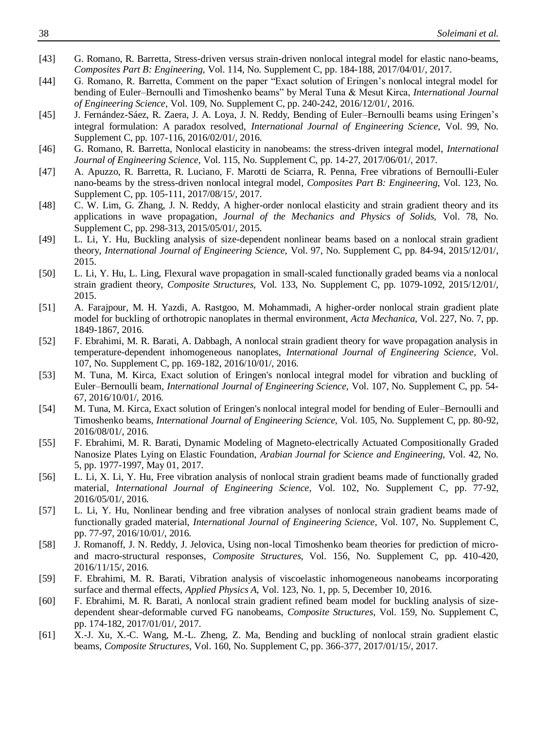[43] G. Romano, R. Barretta, Stress-driven versus strain-driven nonlocal integral model for elastic nano-beams, *Composites Part B: Engineering*, Vol. 114, No. Supplement C, pp. 184-188, 2017/04/01/, 2017.

[44] G. Romano, R. Barretta, Comment on the paper "Exact solution of Eringen's nonlocal integral model for bending of Euler–Bernoulli and Timoshenko beams" by Meral Tuna & Mesut Kirca, *International Journal of Engineering Science*, Vol. 109, No. Supplement C, pp. 240-242, 2016/12/01/, 2016.

[45] J. Fernández-Sáez, R. Zaera, J. A. Loya, J. N. Reddy, Bending of Euler–Bernoulli beams using Eringen's integral formulation: A paradox resolved, *International Journal of Engineering Science*, Vol. 99, No. Supplement C, pp. 107-116, 2016/02/01/, 2016.

[46] G. Romano, R. Barretta, Nonlocal elasticity in nanobeams: the stress-driven integral model, *International Journal of Engineering Science*, Vol. 115, No. Supplement C, pp. 14-27, 2017/06/01/, 2017.

[47] A. Apuzzo, R. Barretta, R. Luciano, F. Marotti de Sciarra, R. Penna, Free vibrations of Bernoulli-Euler nano-beams by the stress-driven nonlocal integral model, *Composites Part B: Engineering*, Vol. 123, No. Supplement C, pp. 105-111, 2017/08/15/, 2017.

[48] C. W. Lim, G. Zhang, J. N. Reddy, A higher-order nonlocal elasticity and strain gradient theory and its applications in wave propagation, *Journal of the Mechanics and Physics of Solids*, Vol. 78, No. Supplement C, pp. 298-313, 2015/05/01/, 2015.

[49] L. Li, Y. Hu, Buckling analysis of size-dependent nonlinear beams based on a nonlocal strain gradient theory, *International Journal of Engineering Science*, Vol. 97, No. Supplement C, pp. 84-94, 2015/12/01/, 2015.

[50] L. Li, Y. Hu, L. Ling, Flexural wave propagation in small-scaled functionally graded beams via a nonlocal strain gradient theory, *Composite Structures*, Vol. 133, No. Supplement C, pp. 1079-1092, 2015/12/01/, 2015.

[51] A. Farajpour, M. H. Yazdi, A. Rastgoo, M. Mohammadi, A higher-order nonlocal strain gradient plate model for buckling of orthotropic nanoplates in thermal environment, *Acta Mechanica*, Vol. 227, No. 7, pp. 1849-1867, 2016.

[52] F. Ebrahimi, M. R. Barati, A. Dabbagh, A nonlocal strain gradient theory for wave propagation analysis in temperature-dependent inhomogeneous nanoplates, *International Journal of Engineering Science*, Vol. 107, No. Supplement C, pp. 169-182, 2016/10/01/, 2016.

[53] M. Tuna, M. Kirca, Exact solution of Eringen's nonlocal integral model for vibration and buckling of Euler–Bernoulli beam, *International Journal of Engineering Science*, Vol. 107, No. Supplement C, pp. 54-67, 2016/10/01/, 2016.

[54] M. Tuna, M. Kirca, Exact solution of Eringen's nonlocal integral model for bending of Euler–Bernoulli and Timoshenko beams, *International Journal of Engineering Science*, Vol. 105, No. Supplement C, pp. 80-92, 2016/08/01/, 2016.

[55] F. Ebrahimi, M. R. Barati, Dynamic Modeling of Magneto-electrically Actuated Compositionally Graded Nanosize Plates Lying on Elastic Foundation, *Arabian Journal for Science and Engineering*, Vol. 42, No. 5, pp. 1977-1997, May 01, 2017.

[56] L. Li, X. Li, Y. Hu, Free vibration analysis of nonlocal strain gradient beams made of functionally graded material, *International Journal of Engineering Science*, Vol. 102, No. Supplement C, pp. 77-92, 2016/05/01/, 2016.

[57] L. Li, Y. Hu, Nonlinear bending and free vibration analyses of nonlocal strain gradient beams made of functionally graded material, *International Journal of Engineering Science*, Vol. 107, No. Supplement C, pp. 77-97, 2016/10/01/, 2016.

[58] J. Romanoff, J. N. Reddy, J. Jelovica, Using non-local Timoshenko beam theories for prediction of micro- and macro-structural responses, *Composite Structures*, Vol. 156, No. Supplement C, pp. 410-420, 2016/11/15/, 2016.

[59] F. Ebrahimi, M. R. Barati, Vibration analysis of viscoelastic inhomogeneous nanobeams incorporating surface and thermal effects, *Applied Physics A*, Vol. 123, No. 1, pp. 5, December 10, 2016.

[60] F. Ebrahimi, M. R. Barati, A nonlocal strain gradient refined beam model for buckling analysis of size-dependent shear-deformable curved FG nanobeams, *Composite Structures*, Vol. 159, No. Supplement C, pp. 174-182, 2017/01/01/, 2017.

[61] X.-J. Xu, X.-C. Wang, M.-L. Zheng, Z. Ma, Bending and buckling of nonlocal strain gradient elastic beams, *Composite Structures*, Vol. 160, No. Supplement C, pp. 366-377, 2017/01/15/, 2017.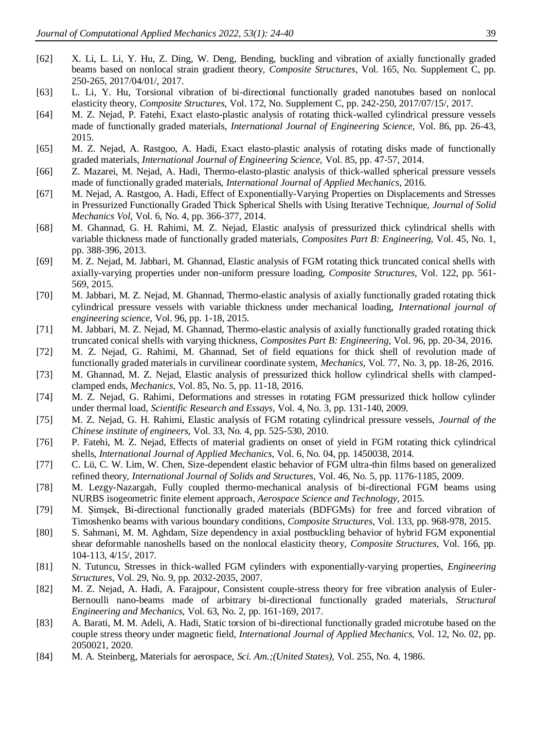[62] X. Li, L. Li, Y. Hu, Z. Ding, W. Deng, Bending, buckling and vibration of axially functionally graded beams based on nonlocal strain gradient theory, *Composite Structures*, Vol. 165, No. Supplement C, pp. 250-265, 2017/04/01/, 2017.

[63] L. Li, Y. Hu, Torsional vibration of bi-directional functionally graded nanotubes based on nonlocal elasticity theory, *Composite Structures*, Vol. 172, No. Supplement C, pp. 242-250, 2017/07/15/, 2017.

[64] M. Z. Nejad, P. Fatehi, Exact elasto-plastic analysis of rotating thick-walled cylindrical pressure vessels made of functionally graded materials, *International Journal of Engineering Science*, Vol. 86, pp. 26-43, 2015.

[65] M. Z. Nejad, A. Rastgoo, A. Hadi, Exact elasto-plastic analysis of rotating disks made of functionally graded materials, *International Journal of Engineering Science*, Vol. 85, pp. 47-57, 2014.

[66] Z. Mazarei, M. Nejad, A. Hadi, Thermo-elasto-plastic analysis of thick-walled spherical pressure vessels made of functionally graded materials, *International Journal of Applied Mechanics*, 2016.

[67] M. Nejad, A. Rastgoo, A. Hadi, Effect of Exponentially-Varying Properties on Displacements and Stresses in Pressurized Functionally Graded Thick Spherical Shells with Using Iterative Technique, *Journal of Solid Mechanics Vol*, Vol. 6, No. 4, pp. 366-377, 2014.

[68] M. Ghannad, G. H. Rahimi, M. Z. Nejad, Elastic analysis of pressurized thick cylindrical shells with variable thickness made of functionally graded materials, *Composites Part B: Engineering*, Vol. 45, No. 1, pp. 388-396, 2013.

[69] M. Z. Nejad, M. Jabbari, M. Ghannad, Elastic analysis of FGM rotating thick truncated conical shells with axially-varying properties under non-uniform pressure loading, *Composite Structures*, Vol. 122, pp. 561-569, 2015.

[70] M. Jabbari, M. Z. Nejad, M. Ghannad, Thermo-elastic analysis of axially functionally graded rotating thick cylindrical pressure vessels with variable thickness under mechanical loading, *International journal of engineering science*, Vol. 96, pp. 1-18, 2015.

[71] M. Jabbari, M. Z. Nejad, M. Ghannad, Thermo-elastic analysis of axially functionally graded rotating thick truncated conical shells with varying thickness, *Composites Part B: Engineering*, Vol. 96, pp. 20-34, 2016.

[72] M. Z. Nejad, G. Rahimi, M. Ghannad, Set of field equations for thick shell of revolution made of functionally graded materials in curvilinear coordinate system, *Mechanics*, Vol. 77, No. 3, pp. 18-26, 2016.

[73] M. Ghannad, M. Z. Nejad, Elastic analysis of pressurized thick hollow cylindrical shells with clamped-clamped ends, *Mechanics*, Vol. 85, No. 5, pp. 11-18, 2016.

[74] M. Z. Nejad, G. Rahimi, Deformations and stresses in rotating FGM pressurized thick hollow cylinder under thermal load, *Scientific Research and Essays*, Vol. 4, No. 3, pp. 131-140, 2009.

[75] M. Z. Nejad, G. H. Rahimi, Elastic analysis of FGM rotating cylindrical pressure vessels, *Journal of the Chinese institute of engineers*, Vol. 33, No. 4, pp. 525-530, 2010.

[76] P. Fatehi, M. Z. Nejad, Effects of material gradients on onset of yield in FGM rotating thick cylindrical shells, *International Journal of Applied Mechanics*, Vol. 6, No. 04, pp. 1450038, 2014.

[77] C. Lü, C. W. Lim, W. Chen, Size-dependent elastic behavior of FGM ultra-thin films based on generalized refined theory, *International Journal of Solids and Structures*, Vol. 46, No. 5, pp. 1176-1185, 2009.

[78] M. Lezgy-Nazargah, Fully coupled thermo-mechanical analysis of bi-directional FGM beams using NURBS isogeometric finite element approach, *Aerospace Science and Technology*, 2015.

[79] M. Şimşek, Bi-directional functionally graded materials (BDFGMs) for free and forced vibration of Timoshenko beams with various boundary conditions, *Composite Structures*, Vol. 133, pp. 968-978, 2015.

[80] S. Sahmani, M. M. Aghdam, Size dependency in axial postbuckling behavior of hybrid FGM exponential shear deformable nanoshells based on the nonlocal elasticity theory, *Composite Structures*, Vol. 166, pp. 104-113, 4/15/, 2017.

[81] N. Tutuncu, Stresses in thick-walled FGM cylinders with exponentially-varying properties, *Engineering Structures*, Vol. 29, No. 9, pp. 2032-2035, 2007.

[82] M. Z. Nejad, A. Hadi, A. Farajpour, Consistent couple-stress theory for free vibration analysis of Euler-Bernoulli nano-beams made of arbitrary bi-directional functionally graded materials, *Structural Engineering and Mechanics*, Vol. 63, No. 2, pp. 161-169, 2017.

[83] A. Barati, M. M. Adeli, A. Hadi, Static torsion of bi-directional functionally graded microtube based on the couple stress theory under magnetic field, *International Journal of Applied Mechanics*, Vol. 12, No. 02, pp. 2050021, 2020.

[84] M. A. Steinberg, Materials for aerospace, *Sci. Am.;(United States)*, Vol. 255, No. 4, 1986.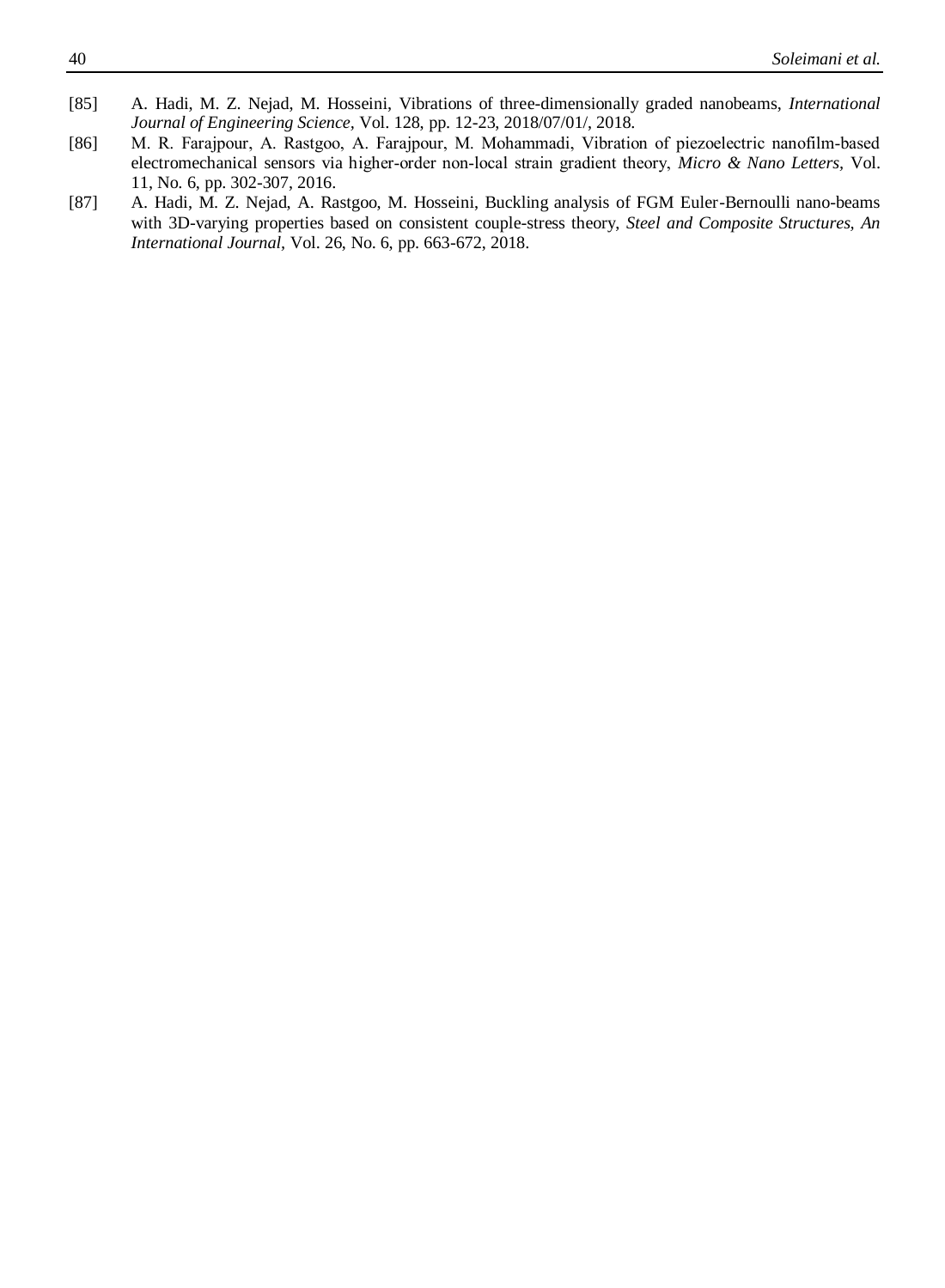[85] A. Hadi, M. Z. Nejad, M. Hosseini, Vibrations of three-dimensionally graded nanobeams, *International Journal of Engineering Science*, Vol. 128, pp. 12-23, 2018/07/01/, 2018.

[86] M. R. Farajpour, A. Rastgoo, A. Farajpour, M. Mohammadi, Vibration of piezoelectric nanofilm-based electromechanical sensors via higher-order non-local strain gradient theory, *Micro & Nano Letters*, Vol. 11, No. 6, pp. 302-307, 2016.

[87] A. Hadi, M. Z. Nejad, A. Rastgoo, M. Hosseini, Buckling analysis of FGM Euler-Bernoulli nano-beams with 3D-varying properties based on consistent couple-stress theory, *Steel and Composite Structures, An International Journal*, Vol. 26, No. 6, pp. 663-672, 2018.